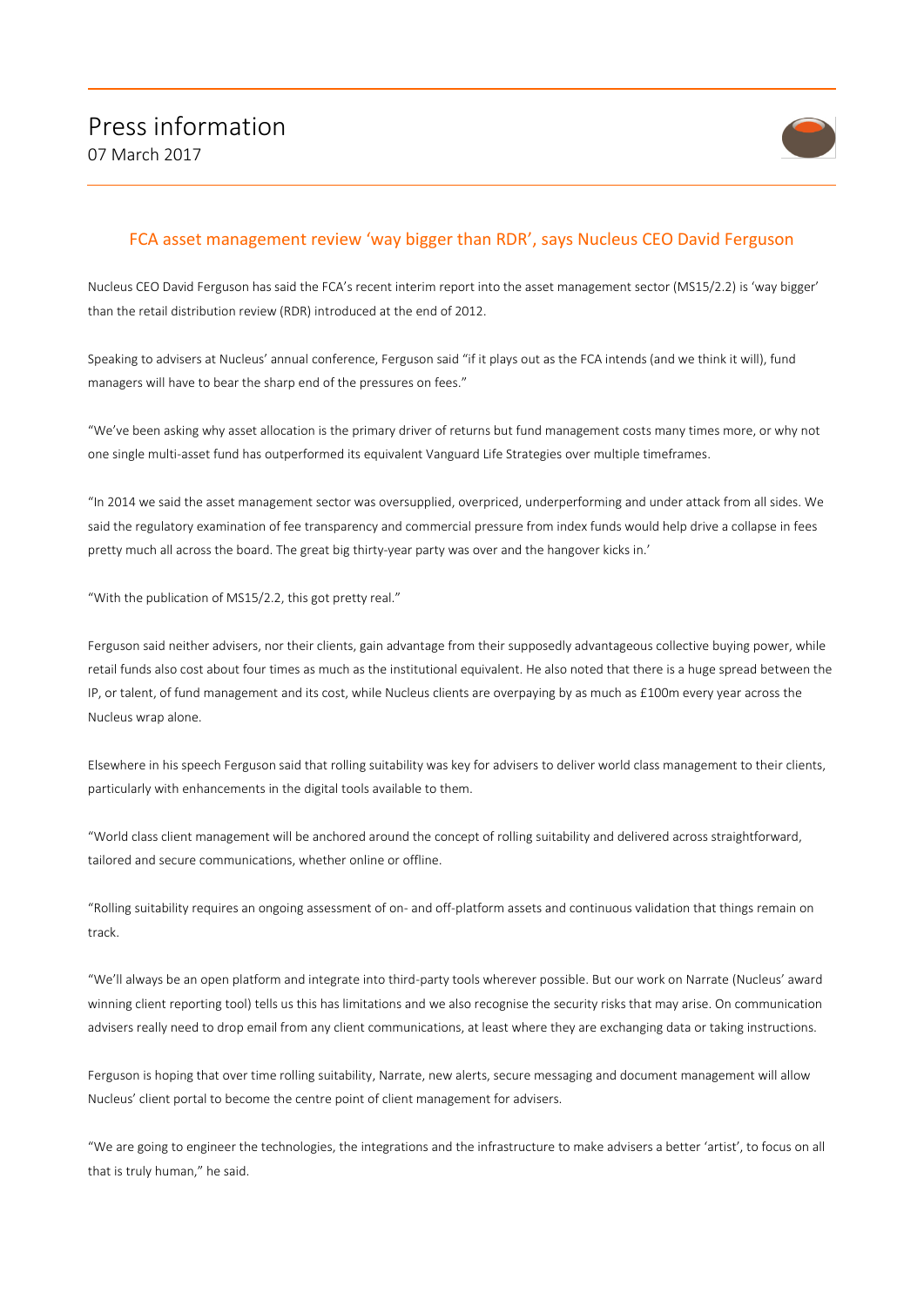# Press information

07 March 2017

## FCA asset management review 'way bigger than RDR', says Nucleus CEO David Ferguson

Nucleus CEO David Ferguson has said the FCA's recent interim report into the asset management sector (MS15/2.2) is 'way bigger' than the retail distribution review (RDR) introduced at the end of 2012.

Speaking to advisers at Nucleus' annual conference, Ferguson said "if it plays out as the FCA intends (and we think it will), fund managers will have to bear the sharp end of the pressures on fees."

"We've been asking why asset allocation is the primary driver of returns but fund management costs many times more, or why not one single multi-asset fund has outperformed its equivalent Vanguard Life Strategies over multiple timeframes.

"In 2014 we said the asset management sector was oversupplied, overpriced, underperforming and under attack from all sides. We said the regulatory examination of fee transparency and commercial pressure from index funds would help drive a collapse in fees pretty much all across the board. The great big thirty-year party was over and the hangover kicks in.'

"With the publication of MS15/2.2, this got pretty real."

Ferguson said neither advisers, nor their clients, gain advantage from their supposedly advantageous collective buying power, while retail funds also cost about four times as much as the institutional equivalent. He also noted that there is a huge spread between the IP, or talent, of fund management and its cost, while Nucleus clients are overpaying by as much as £100m every year across the Nucleus wrap alone.

Elsewhere in his speech Ferguson said that rolling suitability was key for advisers to deliver world class management to their clients, particularly with enhancements in the digital tools available to them.

"World class client management will be anchored around the concept of rolling suitability and delivered across straightforward, tailored and secure communications, whether online or offline.

"Rolling suitability requires an ongoing assessment of on- and off-platform assets and continuous validation that things remain on track.

"We'll always be an open platform and integrate into third-party tools wherever possible. But our work on Narrate (Nucleus' award winning client reporting tool) tells us this has limitations and we also recognise the security risks that may arise. On communication advisers really need to drop email from any client communications, at least where they are exchanging data or taking instructions.

Ferguson is hoping that over time rolling suitability, Narrate, new alerts, secure messaging and document management will allow Nucleus' client portal to become the centre point of client management for advisers.

"We are going to engineer the technologies, the integrations and the infrastructure to make advisers a better 'artist', to focus on all that is truly human," he said.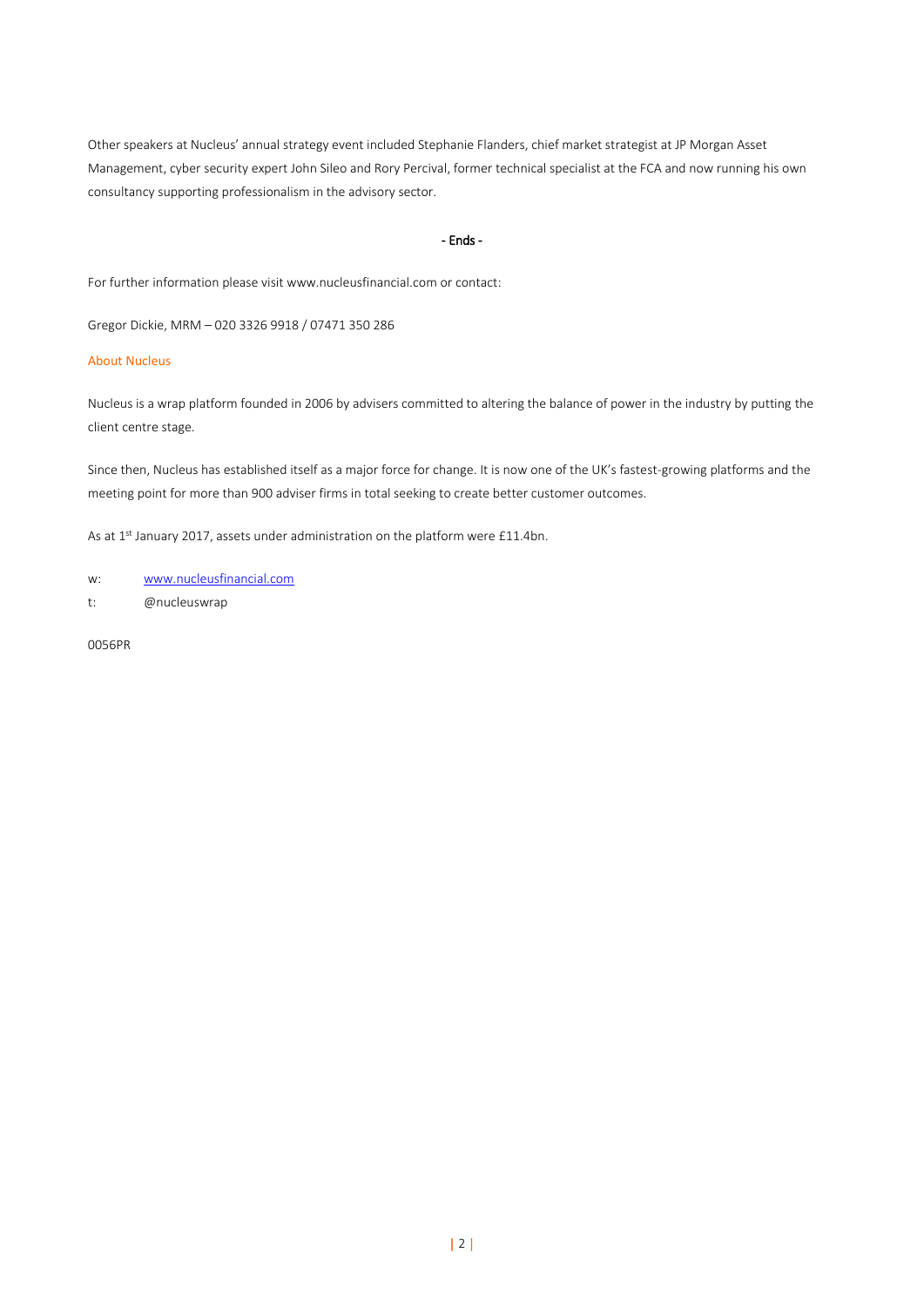Other speakers at Nucleus' annual strategy event included Stephanie Flanders, chief market strategist at JP Morgan Asset Management, cyber security expert John Sileo and Rory Percival, former technical specialist at the FCA and now running his own consultancy supporting professionalism in the advisory sector.

- Ends -

For further information please visit www.nucleusfinancial.com or contact:

Gregor Dickie, MRM – 020 3326 9918 / 07471 350 286

## About Nucleus

Nucleus is a wrap platform founded in 2006 by advisers committed to altering the balance of power in the industry by putting the client centre stage.

Since then, Nucleus has established itself as a major force for change. It is now one of the UK's fastest-growing platforms and the meeting point for more than 900 adviser firms in total seeking to create better customer outcomes.

As at 1st January 2017, assets under administration on the platform were £11.4bn.

w: www.nucleusfinancial.com

t: @nucleuswrap

0056PR